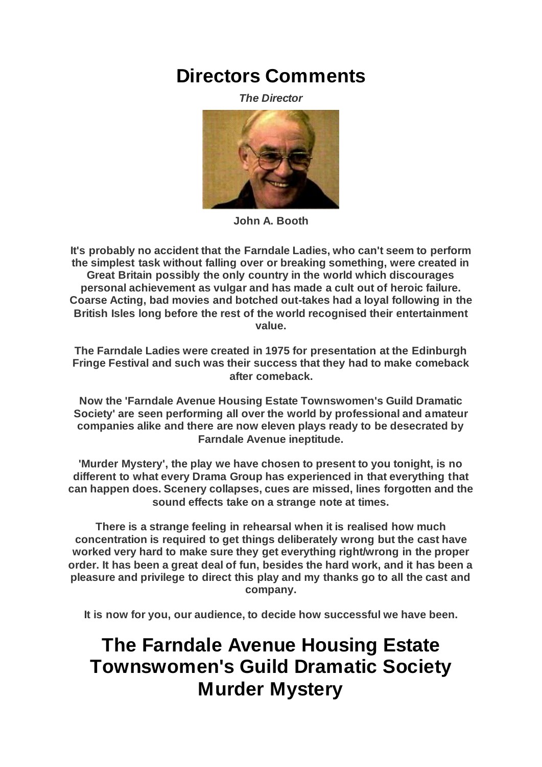# Directors Comments

***The Director***

**John A. Booth**

**It's probably no accident that the Farndale Ladies, who can't seem to perform the simplest task without falling over or breaking something, were created in Great Britain possibly the only country in the world which discourages personal achievement as vulgar and has made a cult out of heroic failure. Coarse Acting, bad movies and botched out-takes had a loyal following in the British Isles long before the rest of the world recognised their entertainment value.**

**The Farndale Ladies were created in 1975 for presentation at the Edinburgh Fringe Festival and such was their success that they had to make comeback after comeback.**

**Now the 'Farndale Avenue Housing Estate Townswomen's Guild Dramatic Society' are seen performing all over the world by professional and amateur companies alike and there are now eleven plays ready to be desecrated by Farndale Avenue ineptitude.**

**'Murder Mystery', the play we have chosen to present to you tonight, is no different to what every Drama Group has experienced in that everything that can happen does. Scenery collapses, cues are missed, lines forgotten and the sound effects take on a strange note at times.**

**There is a strange feeling in rehearsal when it is realised how much concentration is required to get things deliberately wrong but the cast have worked very hard to make sure they get everything right/wrong in the proper order. It has been a great deal of fun, besides the hard work, and it has been a pleasure and privilege to direct this play and my thanks go to all the cast and company.**

**It is now for you, our audience, to decide how successful we have been.**

# The Farndale Avenue Housing Estate Townswomen's Guild Dramatic Society Murder Mystery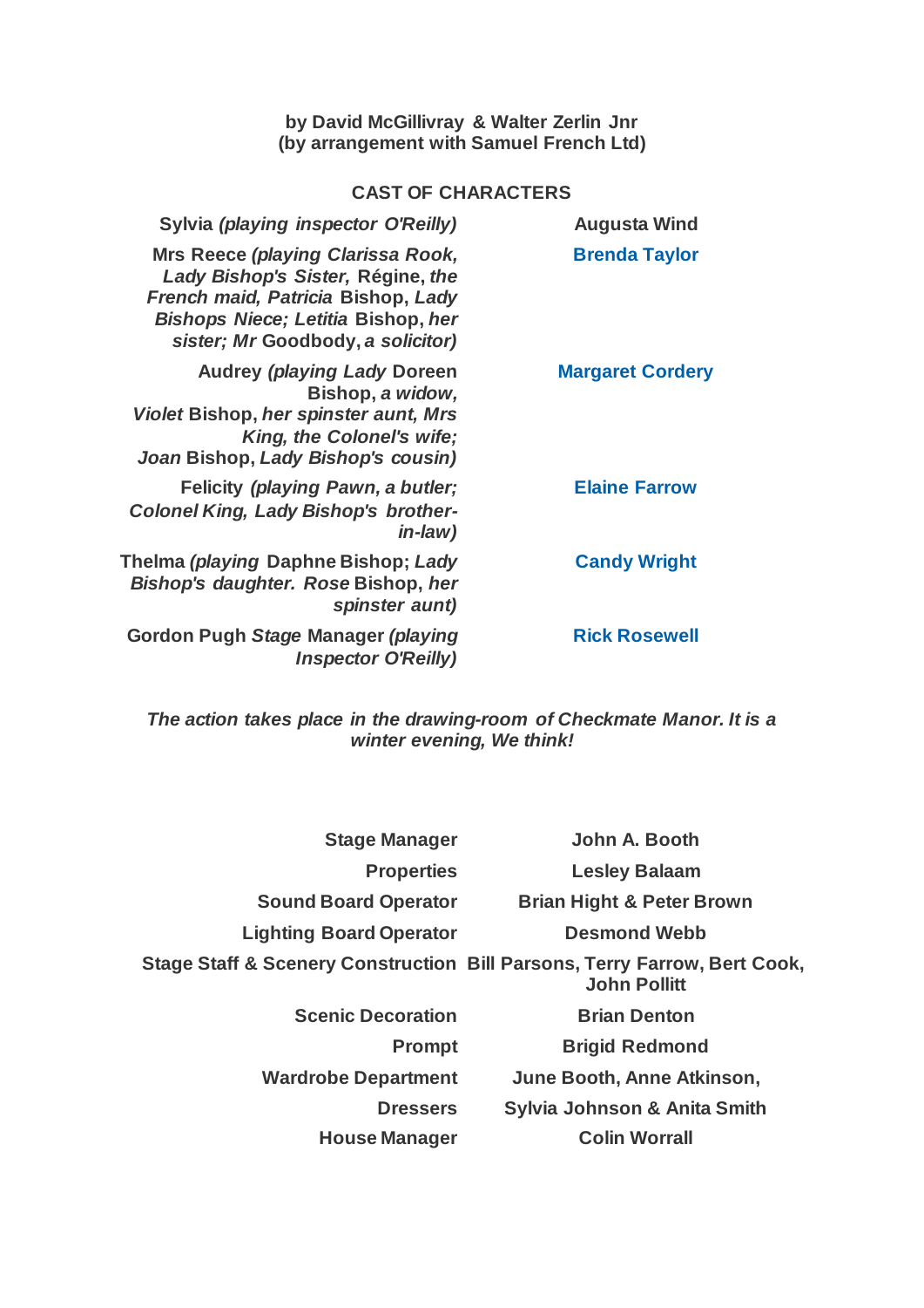**by David McGillivray & Walter Zerlin Jnr**
**(by arrangement with Samuel French Ltd)**

## CAST OF CHARACTERS

| | |
|---|---|
| **Sylvia *(playing inspector O'Reilly)*** | **Augusta Wind** |
| **Mrs Reece *(playing Clarissa Rook, Lady Bishop's Sister,* Régine, *the French maid, Patricia* Bishop, *Lady Bishops Niece; Letitia* Bishop, *her sister; Mr* Goodbody, *a solicitor)*** | **Brenda Taylor** |
| **Audrey *(playing Lady* Doreen Bishop, *a widow, Violet* Bishop, *her spinster aunt, Mrs King, the Colonel's wife; Joan* Bishop, *Lady Bishop's cousin)*** | **Margaret Cordery** |
| **Felicity *(playing Pawn, a butler; Colonel King, Lady Bishop's brother-in-law)*** | **Elaine Farrow** |
| **Thelma *(playing* Daphne Bishop; *Lady Bishop's daughter. Rose* Bishop, *her spinster aunt)*** | **Candy Wright** |
| **Gordon Pugh *Stage* Manager *(playing Inspector O'Reilly)*** | **Rick Rosewell** |

***The action takes place in the drawing-room of Checkmate Manor. It is a winter evening, We think!***

| | |
|---|---|
| **Stage Manager** | **John A. Booth** |
| **Properties** | **Lesley Balaam** |
| **Sound Board Operator** | **Brian Hight & Peter Brown** |
| **Lighting Board Operator** | **Desmond Webb** |
| **Stage Staff & Scenery Construction** | **Bill Parsons, Terry Farrow, Bert Cook, John Pollitt** |
| **Scenic Decoration** | **Brian Denton** |
| **Prompt** | **Brigid Redmond** |
| **Wardrobe Department** | **June Booth, Anne Atkinson,** |
| **Dressers** | **Sylvia Johnson & Anita Smith** |
| **House Manager** | **Colin Worrall** |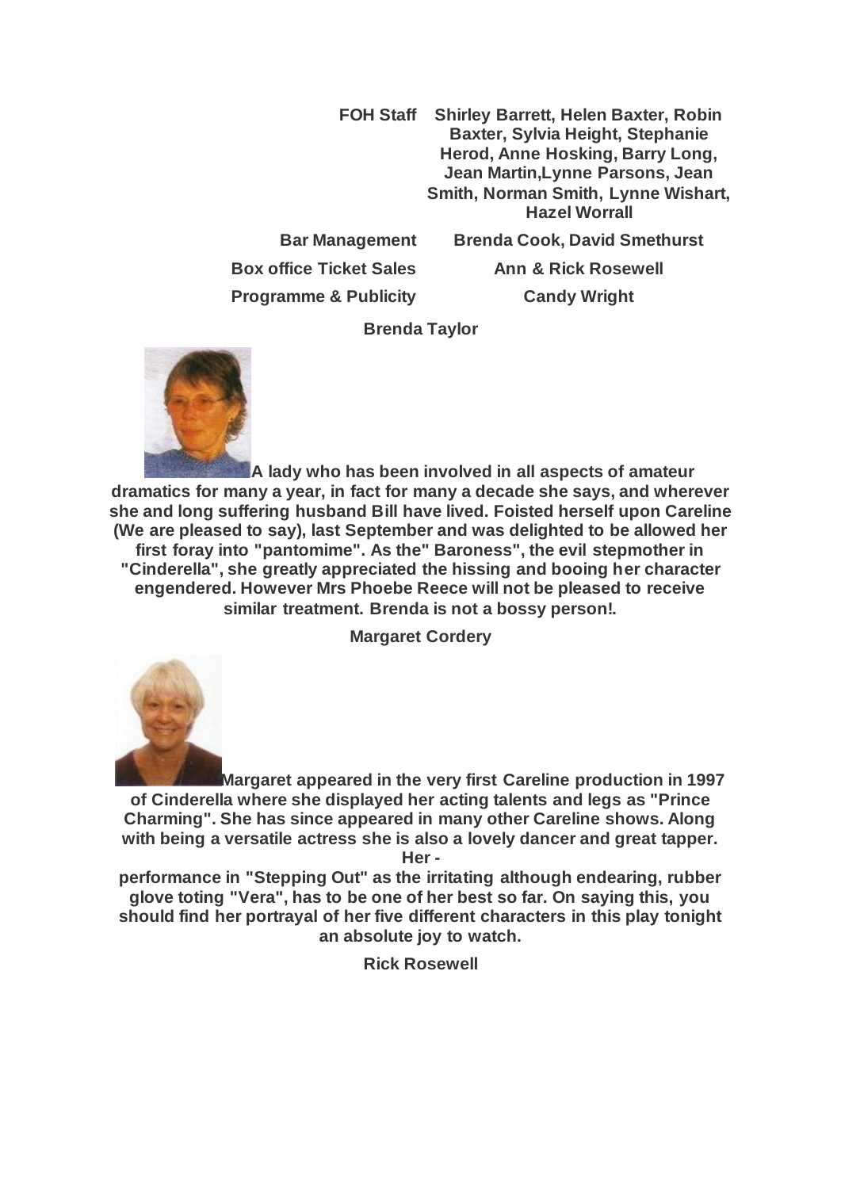| | |
|---|---|
| **FOH Staff** | **Shirley Barrett, Helen Baxter, Robin Baxter, Sylvia Height, Stephanie Herod, Anne Hosking, Barry Long, Jean Martin,Lynne Parsons, Jean Smith, Norman Smith, Lynne Wishart, Hazel Worrall** |
| **Bar Management** | **Brenda Cook, David Smethurst** |
| **Box office Ticket Sales** | **Ann & Rick Rosewell** |
| **Programme & Publicity** | **Candy Wright** |

**Brenda Taylor**

**A lady who has been involved in all aspects of amateur dramatics for many a year, in fact for many a decade she says, and wherever she and long suffering husband Bill have lived. Foisted herself upon Careline (We are pleased to say), last September and was delighted to be allowed her first foray into "pantomime". As the" Baroness", the evil stepmother in "Cinderella", she greatly appreciated the hissing and booing her character engendered. However Mrs Phoebe Reece will not be pleased to receive similar treatment. Brenda is not a bossy person!.**

**Margaret Cordery**

**Margaret appeared in the very first Careline production in 1997 of Cinderella where she displayed her acting talents and legs as "Prince Charming". She has since appeared in many other Careline shows. Along with being a versatile actress she is also a lovely dancer and great tapper. Her -**

**performance in "Stepping Out" as the irritating although endearing, rubber glove toting "Vera", has to be one of her best so far. On saying this, you should find her portrayal of her five different characters in this play tonight an absolute joy to watch.**

**Rick Rosewell**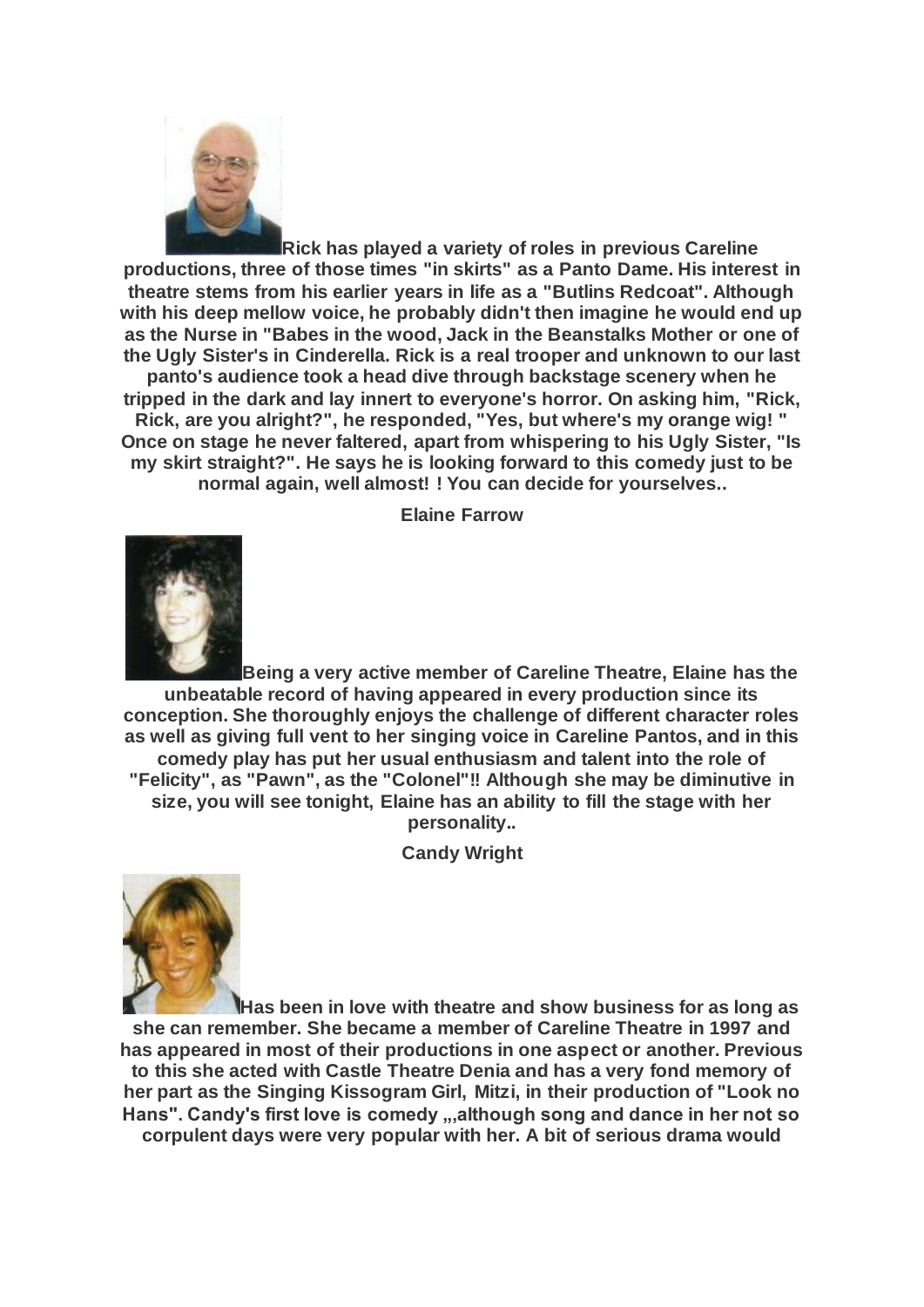**Rick has played a variety of roles in previous Careline productions, three of those times "in skirts" as a Panto Dame. His interest in theatre stems from his earlier years in life as a "Butlins Redcoat". Although with his deep mellow voice, he probably didn't then imagine he would end up as the Nurse in "Babes in the wood, Jack in the Beanstalks Mother or one of the Ugly Sister's in Cinderella. Rick is a real trooper and unknown to our last panto's audience took a head dive through backstage scenery when he tripped in the dark and lay innert to everyone's horror. On asking him, "Rick, Rick, are you alright?", he responded, "Yes, but where's my orange wig! " Once on stage he never faltered, apart from whispering to his Ugly Sister, "Is my skirt straight?". He says he is looking forward to this comedy just to be normal again, well almost! ! You can decide for yourselves..**

**Elaine Farrow**

**Being a very active member of Careline Theatre, Elaine has the unbeatable record of having appeared in every production since its conception. She thoroughly enjoys the challenge of different character roles as well as giving full vent to her singing voice in Careline Pantos, and in this comedy play has put her usual enthusiasm and talent into the role of "Felicity", as "Pawn", as the "Colonel"!! Although she may be diminutive in size, you will see tonight, Elaine has an ability to fill the stage with her personality..**

**Candy Wright**

**Has been in love with theatre and show business for as long as she can remember. She became a member of Careline Theatre in 1997 and has appeared in most of their productions in one aspect or another. Previous to this she acted with Castle Theatre Denia and has a very fond memory of her part as the Singing Kissogram Girl, Mitzi, in their production of "Look no Hans". Candy's first love is comedy „,although song and dance in her not so corpulent days were very popular with her. A bit of serious drama would**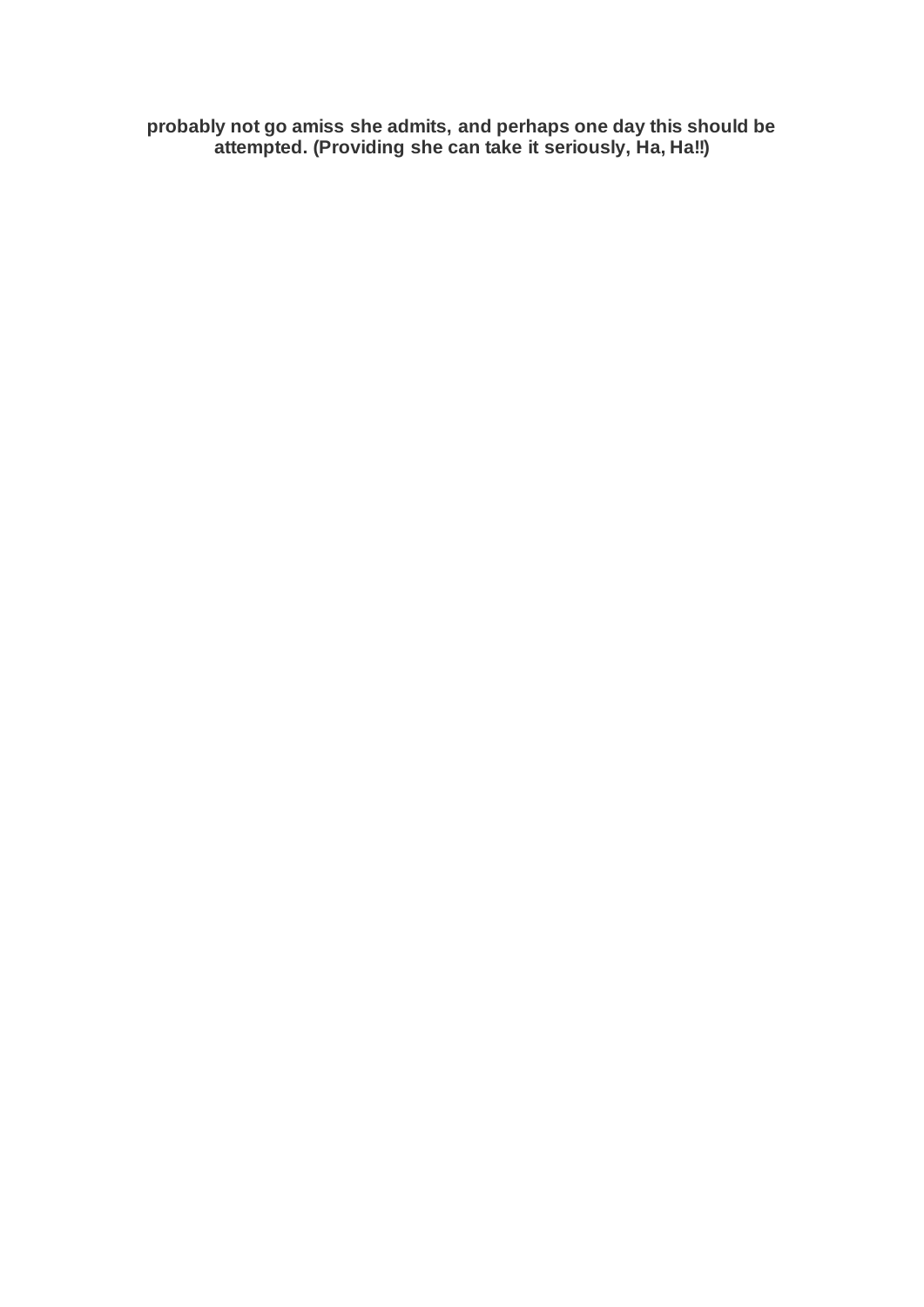**probably not go amiss she admits, and perhaps one day this should be attempted. (Providing she can take it seriously, Ha, Ha!!)**